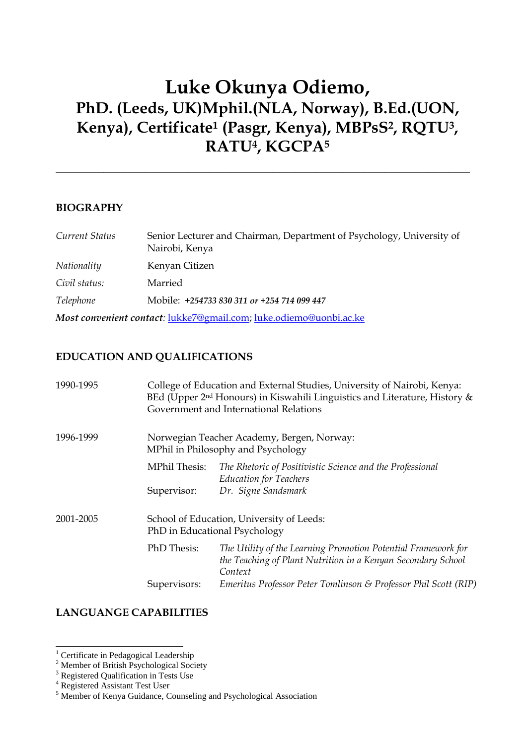# Luke Okunya Odiemo,
## PhD. (Leeds, UK)Mphil.(NLA, Norway), B.Ed.(UON, Kenya), Certificate[1] (Pasgr, Kenya), MBPsS[2], RQTU[3], RATU[4], KGCPA[5]

---

### BIOGRAPHY

| | |
|---|---|
| *Current Status* | Senior Lecturer and Chairman, Department of Psychology, University of Nairobi, Kenya |
| *Nationality* | Kenyan Citizen |
| *Civil status:* | Married |
| *Telephone* | Mobile: ***+254733 830 311 or +254 714 099 447*** |

***Most convenient contact***: lukke7@gmail.com; luke.odiemo@uonbi.ac.ke

### EDUCATION AND QUALIFICATIONS

**1990-1995**

College of Education and External Studies, University of Nairobi, Kenya: BEd (Upper 2nd Honours) in Kiswahili Linguistics and Literature, History & Government and International Relations

**1996-1999**

Norwegian Teacher Academy, Bergen, Norway: MPhil in Philosophy and Psychology

| | |
|---|---|
| MPhil Thesis: | *The Rhetoric of Positivistic Science and the Professional Education for Teachers* |
| Supervisor: | *Dr. Signe Sandsmark* |

**2001-2005**

School of Education, University of Leeds: PhD in Educational Psychology

| | |
|---|---|
| PhD Thesis: | *The Utility of the Learning Promotion Potential Framework for the Teaching of Plant Nutrition in a Kenyan Secondary School Context* |
| Supervisors: | *Emeritus Professor Peter Tomlinson & Professor Phil Scott (RIP)* |

### LANGUANGE CAPABILITIES

---

[1] Certificate in Pedagogical Leadership
[2] Member of British Psychological Society
[3] Registered Qualification in Tests Use
[4] Registered Assistant Test User
[5] Member of Kenya Guidance, Counseling and Psychological Association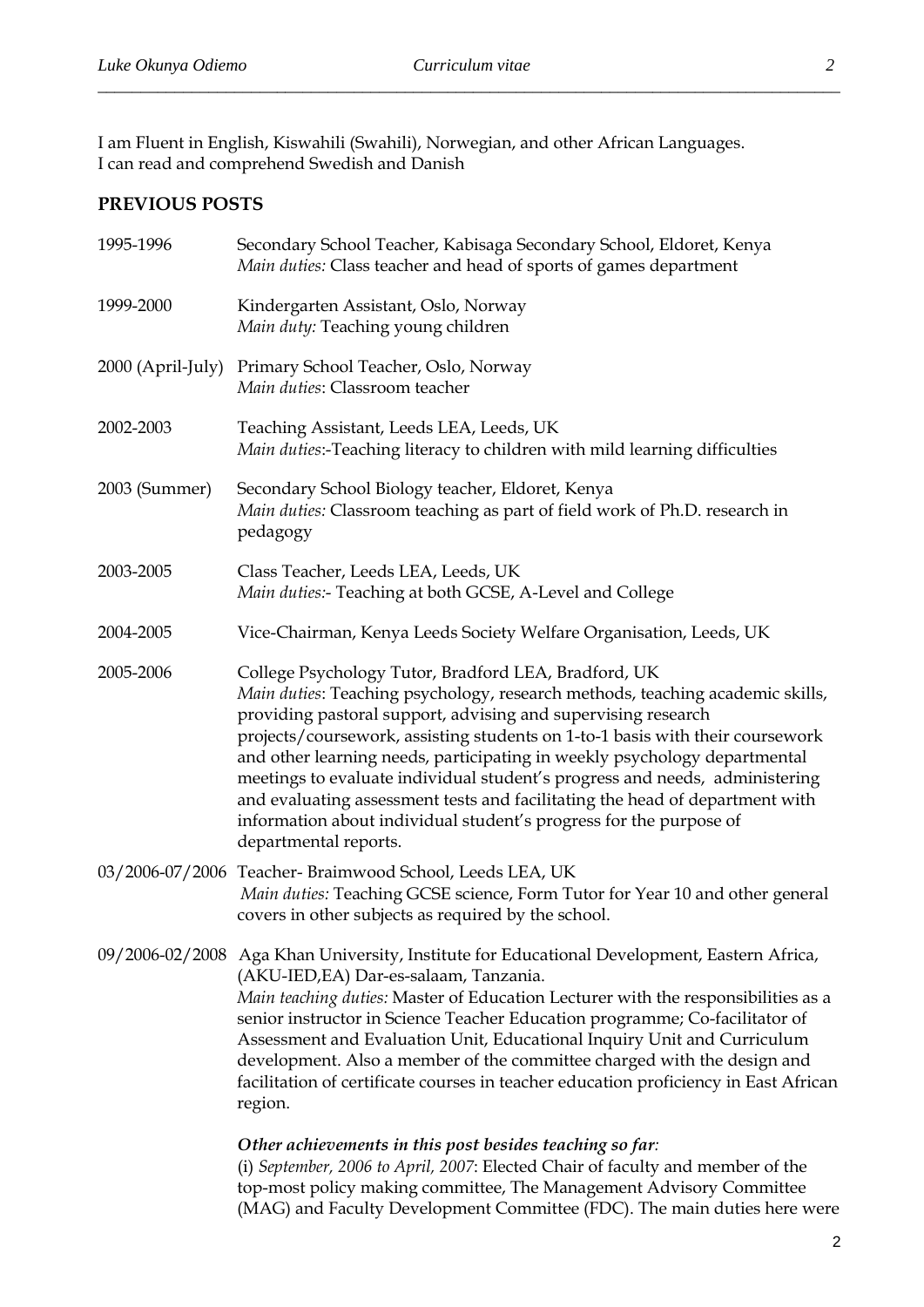I am Fluent in English, Kiswahili (Swahili), Norwegian, and other African Languages.
I can read and comprehend Swedish and Danish

## PREVIOUS POSTS

**1995-1996** Secondary School Teacher, Kabisaga Secondary School, Eldoret, Kenya
*Main duties:* Class teacher and head of sports of games department

**1999-2000** Kindergarten Assistant, Oslo, Norway
*Main duty:* Teaching young children

**2000 (April-July)** Primary School Teacher, Oslo, Norway
*Main duties*: Classroom teacher

**2002-2003** Teaching Assistant, Leeds LEA, Leeds, UK
*Main duties*:-Teaching literacy to children with mild learning difficulties

**2003 (Summer)** Secondary School Biology teacher, Eldoret, Kenya
*Main duties:* Classroom teaching as part of field work of Ph.D. research in pedagogy

**2003-2005** Class Teacher, Leeds LEA, Leeds, UK
*Main duties:*- Teaching at both GCSE, A-Level and College

**2004-2005** Vice-Chairman, Kenya Leeds Society Welfare Organisation, Leeds, UK

**2005-2006** College Psychology Tutor, Bradford LEA, Bradford, UK
*Main duties*: Teaching psychology, research methods, teaching academic skills, providing pastoral support, advising and supervising research projects/coursework, assisting students on 1-to-1 basis with their coursework and other learning needs, participating in weekly psychology departmental meetings to evaluate individual student's progress and needs, administering and evaluating assessment tests and facilitating the head of department with information about individual student's progress for the purpose of departmental reports.

**03/2006-07/2006** Teacher- Braimwood School, Leeds LEA, UK
*Main duties:* Teaching GCSE science, Form Tutor for Year 10 and other general covers in other subjects as required by the school.

**09/2006-02/2008** Aga Khan University, Institute for Educational Development, Eastern Africa, (AKU-IED,EA) Dar-es-salaam, Tanzania.
*Main teaching duties:* Master of Education Lecturer with the responsibilities as a senior instructor in Science Teacher Education programme; Co-facilitator of Assessment and Evaluation Unit, Educational Inquiry Unit and Curriculum development. Also a member of the committee charged with the design and facilitation of certificate courses in teacher education proficiency in East African region.

***Other achievements in this post besides teaching so far:***
(i) *September, 2006 to April, 2007*: Elected Chair of faculty and member of the top-most policy making committee, The Management Advisory Committee (MAG) and Faculty Development Committee (FDC). The main duties here were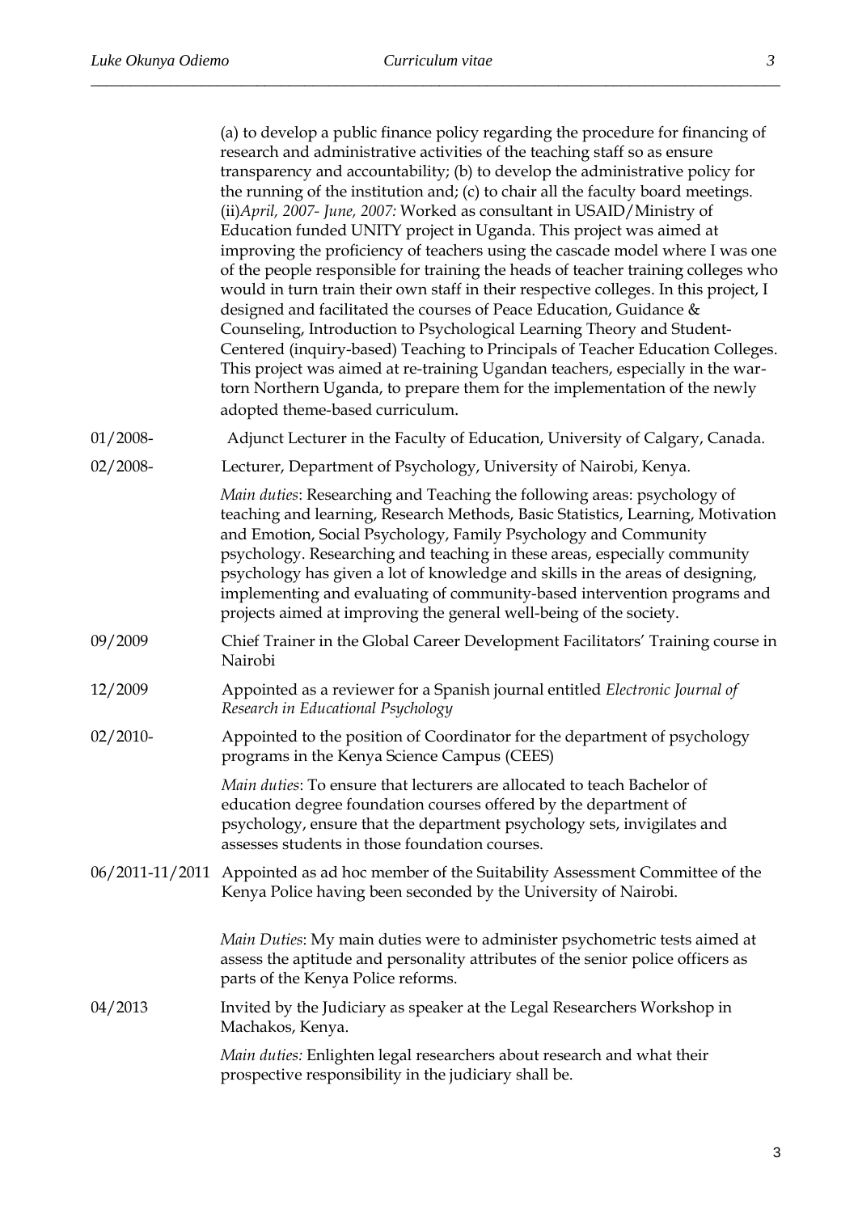(a) to develop a public finance policy regarding the procedure for financing of research and administrative activities of the teaching staff so as ensure transparency and accountability; (b) to develop the administrative policy for the running of the institution and; (c) to chair all the faculty board meetings. (ii)*April, 2007- June, 2007:* Worked as consultant in USAID/Ministry of Education funded UNITY project in Uganda. This project was aimed at improving the proficiency of teachers using the cascade model where I was one of the people responsible for training the heads of teacher training colleges who would in turn train their own staff in their respective colleges. In this project, I designed and facilitated the courses of Peace Education, Guidance & Counseling, Introduction to Psychological Learning Theory and Student-Centered (inquiry-based) Teaching to Principals of Teacher Education Colleges. This project was aimed at re-training Ugandan teachers, especially in the war-torn Northern Uganda, to prepare them for the implementation of the newly adopted theme-based curriculum.

01/2008- Adjunct Lecturer in the Faculty of Education, University of Calgary, Canada.

02/2008- Lecturer, Department of Psychology, University of Nairobi, Kenya.

*Main duties*: Researching and Teaching the following areas: psychology of teaching and learning, Research Methods, Basic Statistics, Learning, Motivation and Emotion, Social Psychology, Family Psychology and Community psychology. Researching and teaching in these areas, especially community psychology has given a lot of knowledge and skills in the areas of designing, implementing and evaluating of community-based intervention programs and projects aimed at improving the general well-being of the society.

09/2009 Chief Trainer in the Global Career Development Facilitators' Training course in Nairobi

12/2009 Appointed as a reviewer for a Spanish journal entitled *Electronic Journal of Research in Educational Psychology*

02/2010- Appointed to the position of Coordinator for the department of psychology programs in the Kenya Science Campus (CEES)

*Main duties*: To ensure that lecturers are allocated to teach Bachelor of education degree foundation courses offered by the department of psychology, ensure that the department psychology sets, invigilates and assesses students in those foundation courses.

06/2011-11/2011 Appointed as ad hoc member of the Suitability Assessment Committee of the Kenya Police having been seconded by the University of Nairobi.

*Main Duties*: My main duties were to administer psychometric tests aimed at assess the aptitude and personality attributes of the senior police officers as parts of the Kenya Police reforms.

04/2013 Invited by the Judiciary as speaker at the Legal Researchers Workshop in Machakos, Kenya.

*Main duties:* Enlighten legal researchers about research and what their prospective responsibility in the judiciary shall be.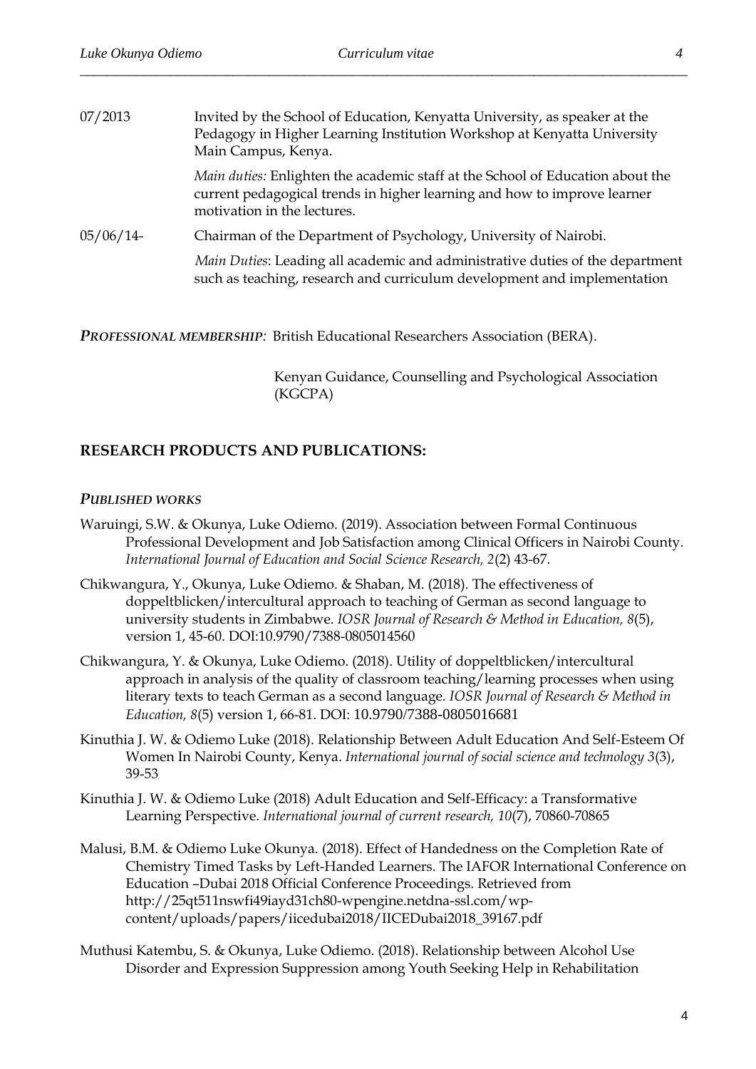07/2013 Invited by the School of Education, Kenyatta University, as speaker at the Pedagogy in Higher Learning Institution Workshop at Kenyatta University Main Campus, Kenya.

*Main duties:* Enlighten the academic staff at the School of Education about the current pedagogical trends in higher learning and how to improve learner motivation in the lectures.

05/06/14- Chairman of the Department of Psychology, University of Nairobi.

*Main Duties*: Leading all academic and administrative duties of the department such as teaching, research and curriculum development and implementation

***PROFESSIONAL MEMBERSHIP:*** British Educational Researchers Association (BERA).

Kenyan Guidance, Counselling and Psychological Association (KGCPA)

## RESEARCH PRODUCTS AND PUBLICATIONS:

### *PUBLISHED WORKS*

Waruingi, S.W. & Okunya, Luke Odiemo. (2019). Association between Formal Continuous Professional Development and Job Satisfaction among Clinical Officers in Nairobi County. *International Journal of Education and Social Science Research, 2*(2) 43-67.

Chikwangura, Y., Okunya, Luke Odiemo. & Shaban, M. (2018). The effectiveness of doppeltblicken/intercultural approach to teaching of German as second language to university students in Zimbabwe. *IOSR Journal of Research & Method in Education, 8*(5), version 1, 45-60. DOI:10.9790/7388-0805014560

Chikwangura, Y. & Okunya, Luke Odiemo. (2018). Utility of doppeltblicken/intercultural approach in analysis of the quality of classroom teaching/learning processes when using literary texts to teach German as a second language. *IOSR Journal of Research & Method in Education, 8*(5) version 1, 66-81. DOI: 10.9790/7388-0805016681

Kinuthia J. W. & Odiemo Luke (2018). Relationship Between Adult Education And Self-Esteem Of Women In Nairobi County, Kenya. *International journal of social science and technology 3*(3), 39-53

Kinuthia J. W. & Odiemo Luke (2018) Adult Education and Self-Efficacy: a Transformative Learning Perspective. *International journal of current research, 10*(7), 70860-70865

Malusi, B.M. & Odiemo Luke Okunya. (2018). Effect of Handedness on the Completion Rate of Chemistry Timed Tasks by Left-Handed Learners. The IAFOR International Conference on Education –Dubai 2018 Official Conference Proceedings. Retrieved from http://25qt511nswfi49iayd31ch80-wpengine.netdna-ssl.com/wp-content/uploads/papers/iicedubai2018/IICEDubai2018_39167.pdf

Muthusi Katembu, S. & Okunya, Luke Odiemo. (2018). Relationship between Alcohol Use Disorder and Expression Suppression among Youth Seeking Help in Rehabilitation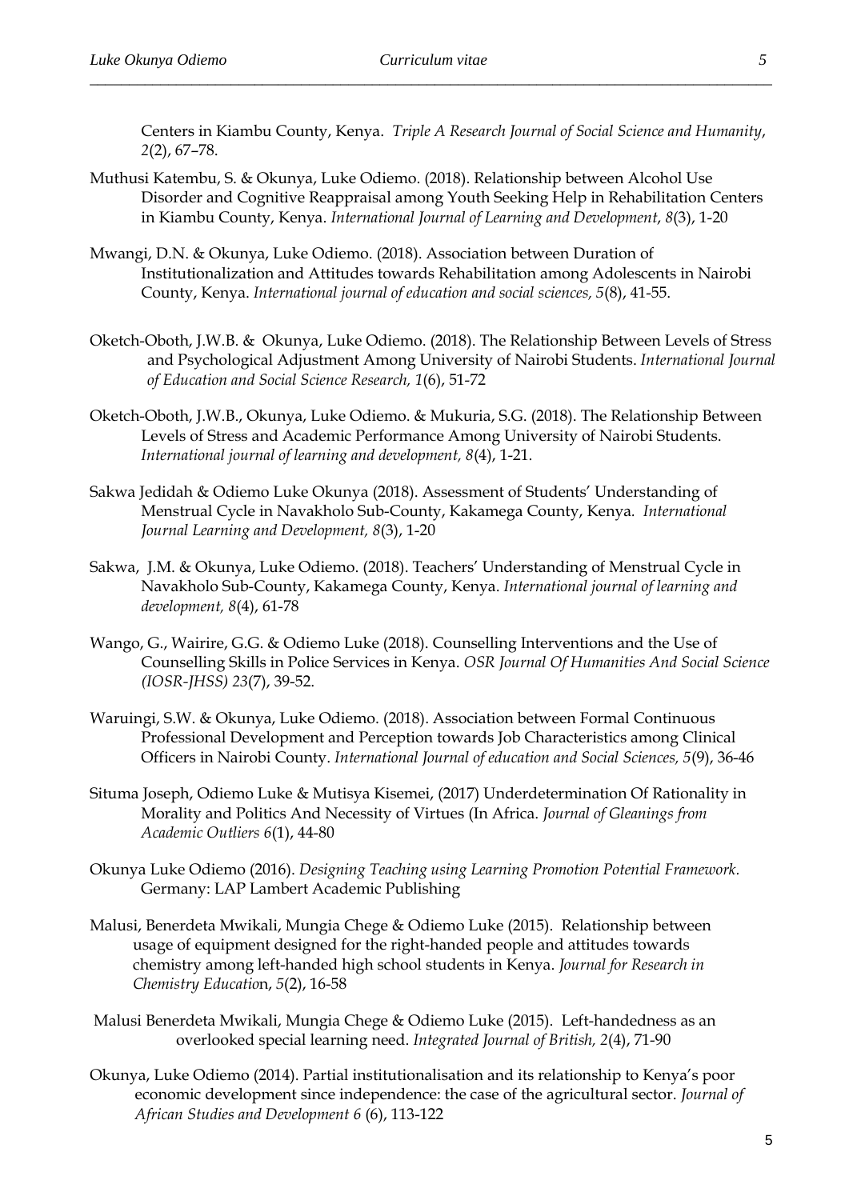Centers in Kiambu County, Kenya. *Triple A Research Journal of Social Science and Humanity*, *2*(2), 67–78.

Muthusi Katembu, S. & Okunya, Luke Odiemo. (2018). Relationship between Alcohol Use Disorder and Cognitive Reappraisal among Youth Seeking Help in Rehabilitation Centers in Kiambu County, Kenya. *International Journal of Learning and Development*, *8*(3), 1-20

Mwangi, D.N. & Okunya, Luke Odiemo. (2018). Association between Duration of Institutionalization and Attitudes towards Rehabilitation among Adolescents in Nairobi County, Kenya. *International journal of education and social sciences, 5*(8), 41-55.

Oketch-Oboth, J.W.B. & Okunya, Luke Odiemo. (2018). The Relationship Between Levels of Stress and Psychological Adjustment Among University of Nairobi Students. *International Journal of Education and Social Science Research, 1*(6), 51-72

Oketch-Oboth, J.W.B., Okunya, Luke Odiemo. & Mukuria, S.G. (2018). The Relationship Between Levels of Stress and Academic Performance Among University of Nairobi Students. *International journal of learning and development, 8*(4), 1-21.

Sakwa Jedidah & Odiemo Luke Okunya (2018). Assessment of Students' Understanding of Menstrual Cycle in Navakholo Sub-County, Kakamega County, Kenya. *International Journal Learning and Development, 8*(3), 1-20

Sakwa, J.M. & Okunya, Luke Odiemo. (2018). Teachers' Understanding of Menstrual Cycle in Navakholo Sub-County, Kakamega County, Kenya. *International journal of learning and development, 8*(4), 61-78

Wango, G., Wairire, G.G. & Odiemo Luke (2018). Counselling Interventions and the Use of Counselling Skills in Police Services in Kenya. *OSR Journal Of Humanities And Social Science (IOSR-JHSS) 23*(7), 39-52.

Waruingi, S.W. & Okunya, Luke Odiemo. (2018). Association between Formal Continuous Professional Development and Perception towards Job Characteristics among Clinical Officers in Nairobi County. *International Journal of education and Social Sciences, 5*(9), 36-46

Situma Joseph, Odiemo Luke & Mutisya Kisemei, (2017) Underdetermination Of Rationality in Morality and Politics And Necessity of Virtues (In Africa. *Journal of Gleanings from Academic Outliers 6*(1), 44-80

Okunya Luke Odiemo (2016). *Designing Teaching using Learning Promotion Potential Framework.* Germany: LAP Lambert Academic Publishing

Malusi, Benerdeta Mwikali, Mungia Chege & Odiemo Luke (2015). Relationship between usage of equipment designed for the right-handed people and attitudes towards chemistry among left-handed high school students in Kenya. *Journal for Research in Chemistry Education*, *5*(2), 16-58

Malusi Benerdeta Mwikali, Mungia Chege & Odiemo Luke (2015). Left-handedness as an overlooked special learning need. *Integrated Journal of British, 2*(4), 71-90

Okunya, Luke Odiemo (2014). Partial institutionalisation and its relationship to Kenya's poor economic development since independence: the case of the agricultural sector. *Journal of African Studies and Development 6* (6), 113-122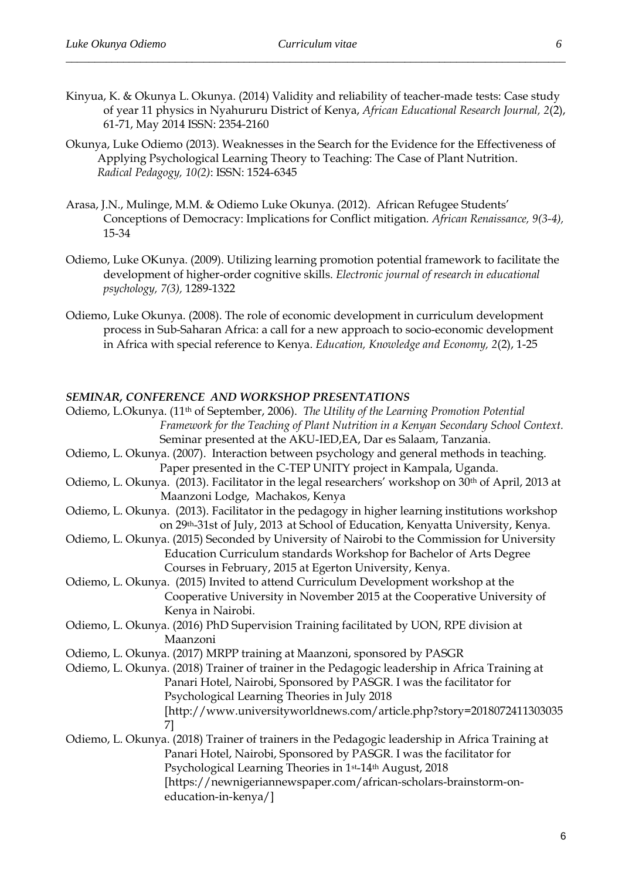Kinyua, K. & Okunya L. Okunya. (2014) Validity and reliability of teacher-made tests: Case study of year 11 physics in Nyahururu District of Kenya, *African Educational Research Journal, 2*(2), 61-71, May 2014 ISSN: 2354-2160

Okunya, Luke Odiemo (2013). Weaknesses in the Search for the Evidence for the Effectiveness of Applying Psychological Learning Theory to Teaching: The Case of Plant Nutrition. *Radical Pedagogy, 10(2)*: ISSN: 1524-6345

Arasa, J.N., Mulinge, M.M. & Odiemo Luke Okunya. (2012). African Refugee Students' Conceptions of Democracy: Implications for Conflict mitigation. *African Renaissance, 9(3-4),* 15-34

Odiemo, Luke OKunya. (2009). Utilizing learning promotion potential framework to facilitate the development of higher-order cognitive skills. *Electronic journal of research in educational psychology, 7(3),* 1289-1322

Odiemo, Luke Okunya. (2008). The role of economic development in curriculum development process in Sub-Saharan Africa: a call for a new approach to socio-economic development in Africa with special reference to Kenya. *Education, Knowledge and Economy, 2*(2), 1-25

***SEMINAR, CONFERENCE AND WORKSHOP PRESENTATIONS***

Odiemo, L.Okunya. (11th of September, 2006). *The Utility of the Learning Promotion Potential Framework for the Teaching of Plant Nutrition in a Kenyan Secondary School Context.* Seminar presented at the AKU-IED,EA, Dar es Salaam, Tanzania.

Odiemo, L. Okunya. (2007). Interaction between psychology and general methods in teaching. Paper presented in the C-TEP UNITY project in Kampala, Uganda.

Odiemo, L. Okunya. (2013). Facilitator in the legal researchers' workshop on 30th of April, 2013 at Maanzoni Lodge, Machakos, Kenya

Odiemo, L. Okunya. (2013). Facilitator in the pedagogy in higher learning institutions workshop on 29th-31st of July, 2013 at School of Education, Kenyatta University, Kenya.

Odiemo, L. Okunya. (2015) Seconded by University of Nairobi to the Commission for University Education Curriculum standards Workshop for Bachelor of Arts Degree Courses in February, 2015 at Egerton University, Kenya.

Odiemo, L. Okunya. (2015) Invited to attend Curriculum Development workshop at the Cooperative University in November 2015 at the Cooperative University of Kenya in Nairobi.

Odiemo, L. Okunya. (2016) PhD Supervision Training facilitated by UON, RPE division at Maanzoni

Odiemo, L. Okunya. (2017) MRPP training at Maanzoni, sponsored by PASGR

Odiemo, L. Okunya. (2018) Trainer of trainer in the Pedagogic leadership in Africa Training at Panari Hotel, Nairobi, Sponsored by PASGR. I was the facilitator for Psychological Learning Theories in July 2018 [http://www.universityworldnews.com/article.php?story=20180724113030357]

Odiemo, L. Okunya. (2018) Trainer of trainers in the Pedagogic leadership in Africa Training at Panari Hotel, Nairobi, Sponsored by PASGR. I was the facilitator for Psychological Learning Theories in 1st-14th August, 2018 [https://newnigeriannewspaper.com/african-scholars-brainstorm-on-education-in-kenya/]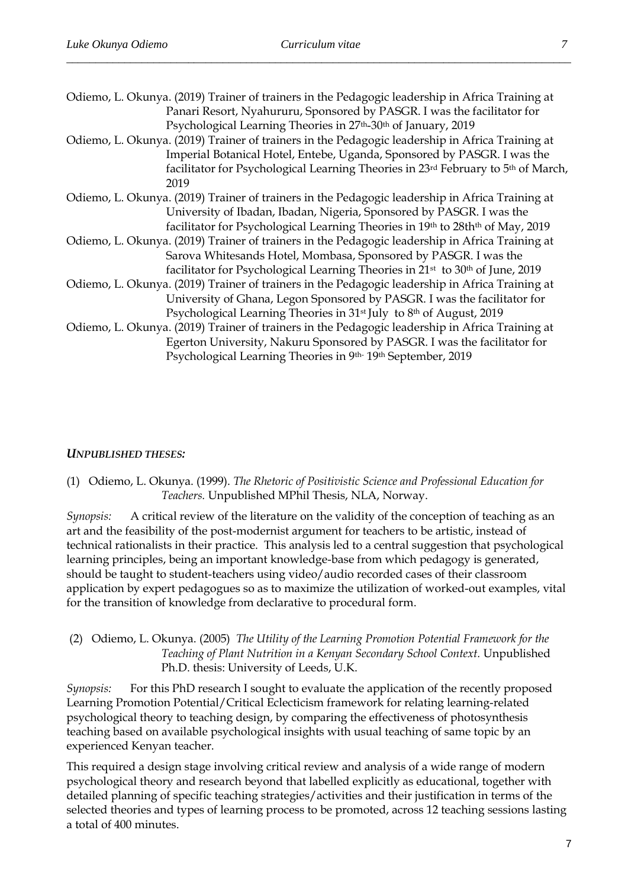Odiemo, L. Okunya. (2019) Trainer of trainers in the Pedagogic leadership in Africa Training at Panari Resort, Nyahururu, Sponsored by PASGR. I was the facilitator for Psychological Learning Theories in 27th-30th of January, 2019

Odiemo, L. Okunya. (2019) Trainer of trainers in the Pedagogic leadership in Africa Training at Imperial Botanical Hotel, Entebe, Uganda, Sponsored by PASGR. I was the facilitator for Psychological Learning Theories in 23rd February to 5th of March, 2019

Odiemo, L. Okunya. (2019) Trainer of trainers in the Pedagogic leadership in Africa Training at University of Ibadan, Ibadan, Nigeria, Sponsored by PASGR. I was the facilitator for Psychological Learning Theories in 19th to 28thth of May, 2019

Odiemo, L. Okunya. (2019) Trainer of trainers in the Pedagogic leadership in Africa Training at Sarova Whitesands Hotel, Mombasa, Sponsored by PASGR. I was the facilitator for Psychological Learning Theories in 21st to 30th of June, 2019

Odiemo, L. Okunya. (2019) Trainer of trainers in the Pedagogic leadership in Africa Training at University of Ghana, Legon Sponsored by PASGR. I was the facilitator for Psychological Learning Theories in 31st July to 8th of August, 2019

Odiemo, L. Okunya. (2019) Trainer of trainers in the Pedagogic leadership in Africa Training at Egerton University, Nakuru Sponsored by PASGR. I was the facilitator for Psychological Learning Theories in 9th- 19th September, 2019

***UNPUBLISHED THESES:***

(1) Odiemo, L. Okunya. (1999). *The Rhetoric of Positivistic Science and Professional Education for Teachers.* Unpublished MPhil Thesis, NLA, Norway.

*Synopsis:* A critical review of the literature on the validity of the conception of teaching as an art and the feasibility of the post-modernist argument for teachers to be artistic, instead of technical rationalists in their practice. This analysis led to a central suggestion that psychological learning principles, being an important knowledge-base from which pedagogy is generated, should be taught to student-teachers using video/audio recorded cases of their classroom application by expert pedagogues so as to maximize the utilization of worked-out examples, vital for the transition of knowledge from declarative to procedural form.

(2) Odiemo, L. Okunya. (2005) *The Utility of the Learning Promotion Potential Framework for the Teaching of Plant Nutrition in a Kenyan Secondary School Context.* Unpublished Ph.D. thesis: University of Leeds, U.K.

*Synopsis:* For this PhD research I sought to evaluate the application of the recently proposed Learning Promotion Potential/Critical Eclecticism framework for relating learning-related psychological theory to teaching design, by comparing the effectiveness of photosynthesis teaching based on available psychological insights with usual teaching of same topic by an experienced Kenyan teacher.

This required a design stage involving critical review and analysis of a wide range of modern psychological theory and research beyond that labelled explicitly as educational, together with detailed planning of specific teaching strategies/activities and their justification in terms of the selected theories and types of learning process to be promoted, across 12 teaching sessions lasting a total of 400 minutes.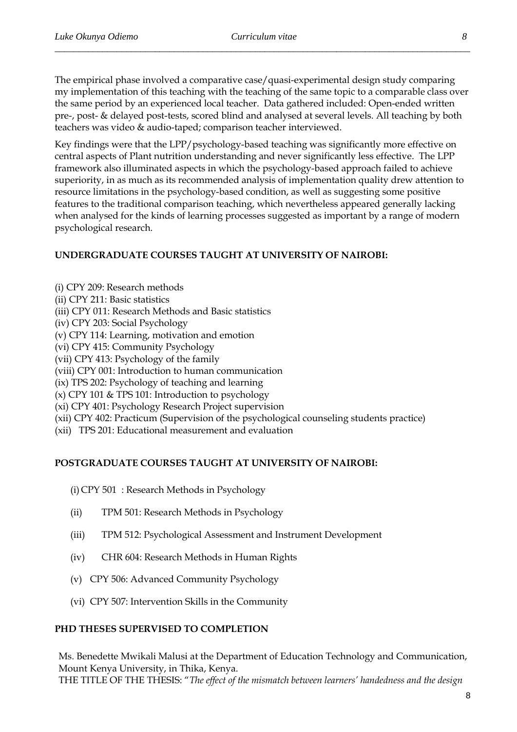The empirical phase involved a comparative case/quasi-experimental design study comparing my implementation of this teaching with the teaching of the same topic to a comparable class over the same period by an experienced local teacher. Data gathered included: Open-ended written pre-, post- & delayed post-tests, scored blind and analysed at several levels. All teaching by both teachers was video & audio-taped; comparison teacher interviewed.

Key findings were that the LPP/psychology-based teaching was significantly more effective on central aspects of Plant nutrition understanding and never significantly less effective. The LPP framework also illuminated aspects in which the psychology-based approach failed to achieve superiority, in as much as its recommended analysis of implementation quality drew attention to resource limitations in the psychology-based condition, as well as suggesting some positive features to the traditional comparison teaching, which nevertheless appeared generally lacking when analysed for the kinds of learning processes suggested as important by a range of modern psychological research.

**UNDERGRADUATE COURSES TAUGHT AT UNIVERSITY OF NAIROBI:**

(i) CPY 209: Research methods
(ii) CPY 211: Basic statistics
(iii) CPY 011: Research Methods and Basic statistics
(iv) CPY 203: Social Psychology
(v) CPY 114: Learning, motivation and emotion
(vi) CPY 415: Community Psychology
(vii) CPY 413: Psychology of the family
(viii) CPY 001: Introduction to human communication
(ix) TPS 202: Psychology of teaching and learning
(x) CPY 101 & TPS 101: Introduction to psychology
(xi) CPY 401: Psychology Research Project supervision
(xii) CPY 402: Practicum (Supervision of the psychological counseling students practice)
(xii) TPS 201: Educational measurement and evaluation

**POSTGRADUATE COURSES TAUGHT AT UNIVERSITY OF NAIROBI:**

(i) CPY 501 : Research Methods in Psychology

(ii) TPM 501: Research Methods in Psychology

(iii) TPM 512: Psychological Assessment and Instrument Development

(iv) CHR 604: Research Methods in Human Rights

(v) CPY 506: Advanced Community Psychology

(vi) CPY 507: Intervention Skills in the Community

**PHD THESES SUPERVISED TO COMPLETION**

Ms. Benedette Mwikali Malusi at the Department of Education Technology and Communication, Mount Kenya University, in Thika, Kenya.
THE TITLE OF THE THESIS: "*The effect of the mismatch between learners' handedness and the design*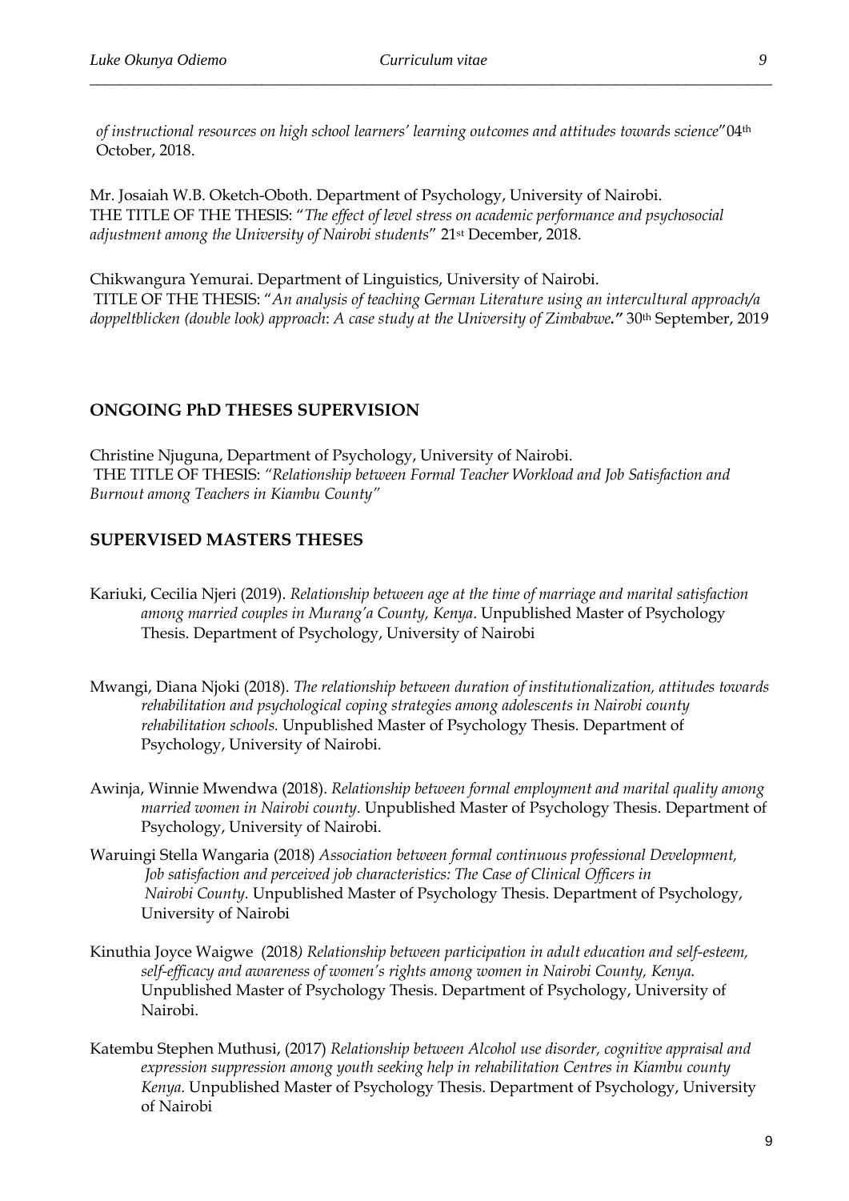*of instructional resources on high school learners' learning outcomes and attitudes towards science*"04th October, 2018.

Mr. Josaiah W.B. Oketch-Oboth. Department of Psychology, University of Nairobi.
THE TITLE OF THE THESIS: "*The effect of level stress on academic performance and psychosocial adjustment among the University of Nairobi students*" 21st December, 2018.

Chikwangura Yemurai. Department of Linguistics, University of Nairobi.
TITLE OF THE THESIS: "*An analysis of teaching German Literature using an intercultural approach/a doppeltblicken (double look) approach*: *A case study at the University of Zimbabwe***."** 30th September, 2019

## ONGOING PhD THESES SUPERVISION

Christine Njuguna, Department of Psychology, University of Nairobi.
THE TITLE OF THESIS: *"Relationship between Formal Teacher Workload and Job Satisfaction and Burnout among Teachers in Kiambu County"*

## SUPERVISED MASTERS THESES

Kariuki, Cecilia Njeri (2019). *Relationship between age at the time of marriage and marital satisfaction among married couples in Murang'a County, Kenya*. Unpublished Master of Psychology Thesis. Department of Psychology, University of Nairobi

Mwangi, Diana Njoki (2018). *The relationship between duration of institutionalization, attitudes towards rehabilitation and psychological coping strategies among adolescents in Nairobi county rehabilitation schools.* Unpublished Master of Psychology Thesis. Department of Psychology, University of Nairobi.

Awinja, Winnie Mwendwa (2018). *Relationship between formal employment and marital quality among married women in Nairobi county.* Unpublished Master of Psychology Thesis. Department of Psychology, University of Nairobi.

Waruingi Stella Wangaria (2018) *Association between formal continuous professional Development, Job satisfaction and perceived job characteristics: The Case of Clinical Officers in Nairobi County.* Unpublished Master of Psychology Thesis. Department of Psychology, University of Nairobi

Kinuthia Joyce Waigwe (2018*) Relationship between participation in adult education and self-esteem, self-efficacy and awareness of women's rights among women in Nairobi County, Kenya.* Unpublished Master of Psychology Thesis. Department of Psychology, University of Nairobi.

Katembu Stephen Muthusi, (2017) *Relationship between Alcohol use disorder, cognitive appraisal and expression suppression among youth seeking help in rehabilitation Centres in Kiambu county Kenya.* Unpublished Master of Psychology Thesis. Department of Psychology, University of Nairobi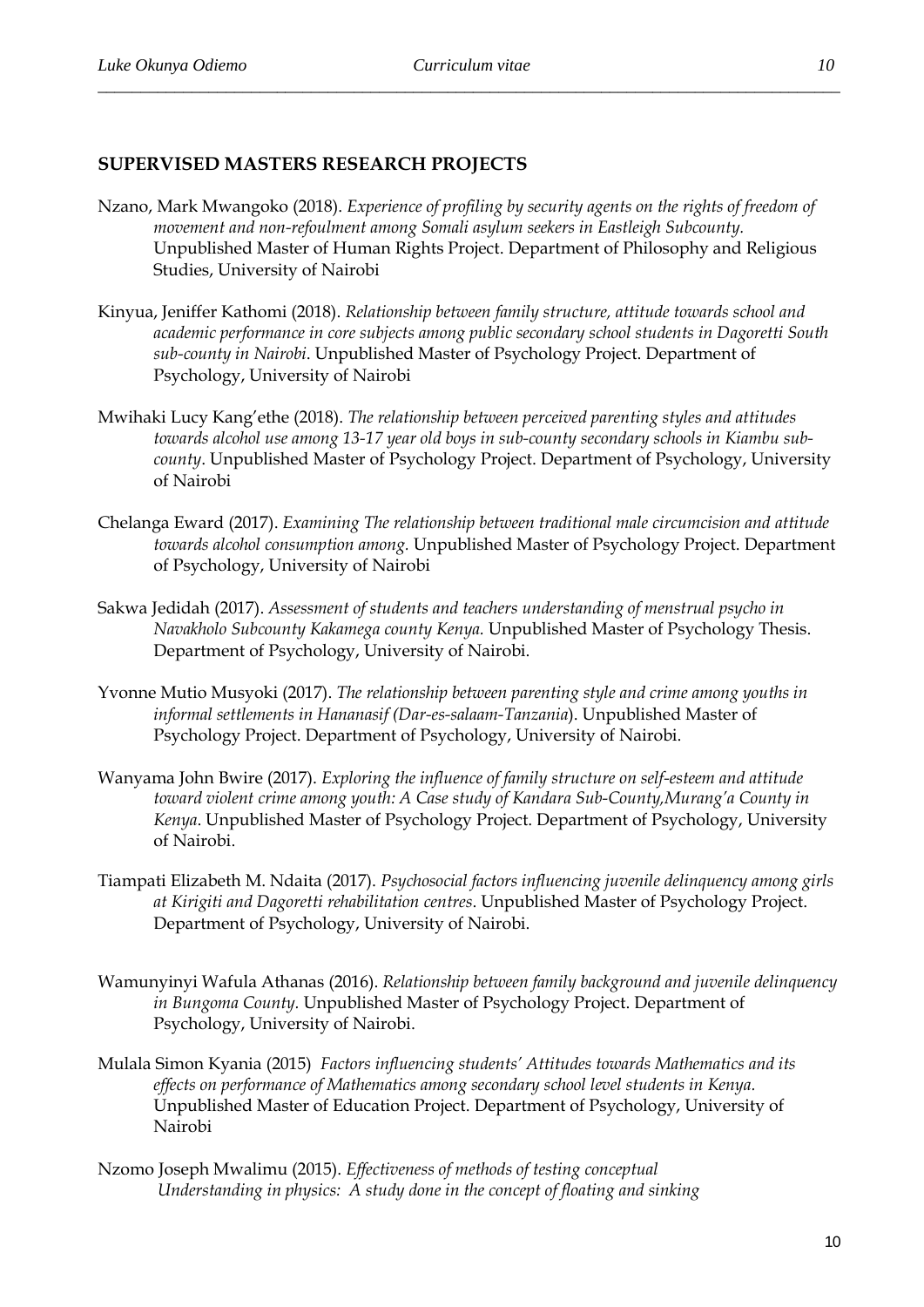## SUPERVISED MASTERS RESEARCH PROJECTS

Nzano, Mark Mwangoko (2018). *Experience of profiling by security agents on the rights of freedom of movement and non-refoulment among Somali asylum seekers in Eastleigh Subcounty.* Unpublished Master of Human Rights Project. Department of Philosophy and Religious Studies, University of Nairobi

Kinyua, Jeniffer Kathomi (2018). *Relationship between family structure, attitude towards school and academic performance in core subjects among public secondary school students in Dagoretti South sub-county in Nairobi*. Unpublished Master of Psychology Project. Department of Psychology, University of Nairobi

Mwihaki Lucy Kang'ethe (2018). *The relationship between perceived parenting styles and attitudes towards alcohol use among 13-17 year old boys in sub-county secondary schools in Kiambu sub-county*. Unpublished Master of Psychology Project. Department of Psychology, University of Nairobi

Chelanga Eward (2017). *Examining The relationship between traditional male circumcision and attitude towards alcohol consumption among.* Unpublished Master of Psychology Project. Department of Psychology, University of Nairobi

Sakwa Jedidah (2017). *Assessment of students and teachers understanding of menstrual psycho in Navakholo Subcounty Kakamega county Kenya.* Unpublished Master of Psychology Thesis. Department of Psychology, University of Nairobi.

Yvonne Mutio Musyoki (2017). *The relationship between parenting style and crime among youths in informal settlements in Hananasif (Dar-es-salaam-Tanzania*). Unpublished Master of Psychology Project. Department of Psychology, University of Nairobi.

Wanyama John Bwire (2017). *Exploring the influence of family structure on self-esteem and attitude toward violent crime among youth: A Case study of Kandara Sub-County,Murang'a County in Kenya*. Unpublished Master of Psychology Project. Department of Psychology, University of Nairobi.

Tiampati Elizabeth M. Ndaita (2017). *Psychosocial factors influencing juvenile delinquency among girls at Kirigiti and Dagoretti rehabilitation centres*. Unpublished Master of Psychology Project. Department of Psychology, University of Nairobi.

Wamunyinyi Wafula Athanas (2016). *Relationship between family background and juvenile delinquency in Bungoma County.* Unpublished Master of Psychology Project. Department of Psychology, University of Nairobi.

Mulala Simon Kyania (2015) *Factors influencing students' Attitudes towards Mathematics and its effects on performance of Mathematics among secondary school level students in Kenya.* Unpublished Master of Education Project. Department of Psychology, University of Nairobi

Nzomo Joseph Mwalimu (2015). *Effectiveness of methods of testing conceptual Understanding in physics: A study done in the concept of floating and sinking*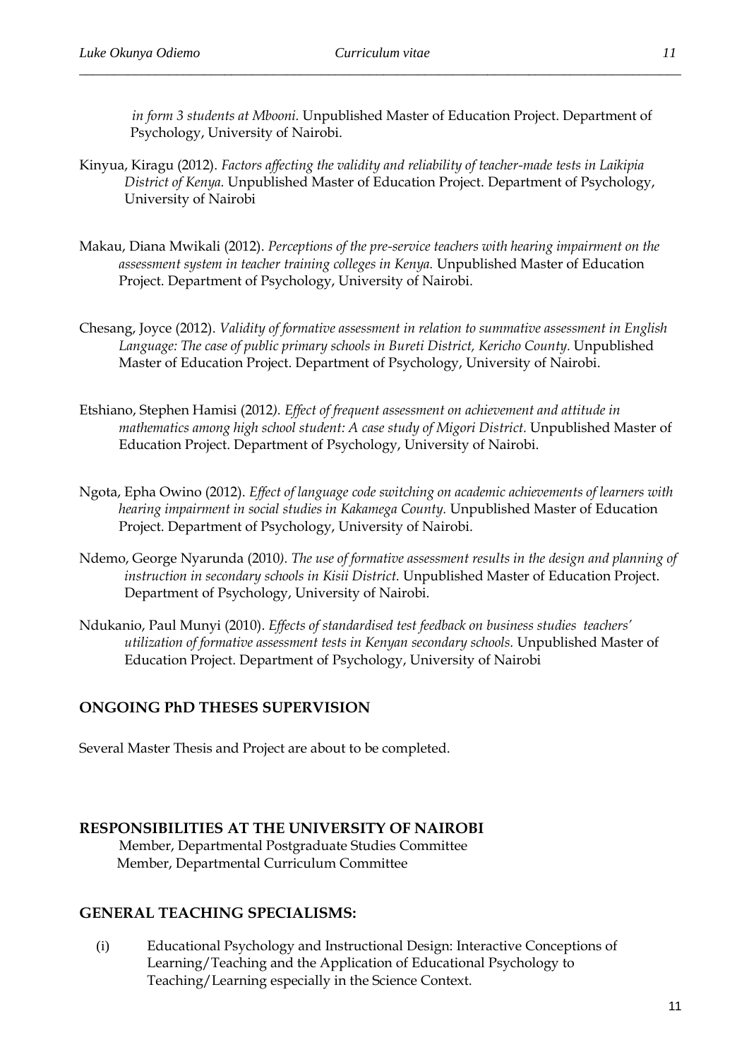*in form 3 students at Mbooni.* Unpublished Master of Education Project. Department of Psychology, University of Nairobi.

Kinyua, Kiragu (2012). *Factors affecting the validity and reliability of teacher-made tests in Laikipia District of Kenya.* Unpublished Master of Education Project. Department of Psychology, University of Nairobi

Makau, Diana Mwikali (2012). *Perceptions of the pre-service teachers with hearing impairment on the assessment system in teacher training colleges in Kenya.* Unpublished Master of Education Project. Department of Psychology, University of Nairobi.

Chesang, Joyce (2012). *Validity of formative assessment in relation to summative assessment in English Language: The case of public primary schools in Bureti District, Kericho County.* Unpublished Master of Education Project. Department of Psychology, University of Nairobi.

Etshiano, Stephen Hamisi (2012*). Effect of frequent assessment on achievement and attitude in mathematics among high school student: A case study of Migori District.* Unpublished Master of Education Project. Department of Psychology, University of Nairobi.

Ngota, Epha Owino (2012). *Effect of language code switching on academic achievements of learners with hearing impairment in social studies in Kakamega County.* Unpublished Master of Education Project. Department of Psychology, University of Nairobi.

Ndemo, George Nyarunda (2010*). The use of formative assessment results in the design and planning of instruction in secondary schools in Kisii District.* Unpublished Master of Education Project. Department of Psychology, University of Nairobi.

Ndukanio, Paul Munyi (2010). *Effects of standardised test feedback on business studies teachers' utilization of formative assessment tests in Kenyan secondary schools.* Unpublished Master of Education Project. Department of Psychology, University of Nairobi

## ONGOING PhD THESES SUPERVISION

Several Master Thesis and Project are about to be completed.

## RESPONSIBILITIES AT THE UNIVERSITY OF NAIROBI

Member, Departmental Postgraduate Studies Committee
Member, Departmental Curriculum Committee

## GENERAL TEACHING SPECIALISMS:

(i) Educational Psychology and Instructional Design: Interactive Conceptions of Learning/Teaching and the Application of Educational Psychology to Teaching/Learning especially in the Science Context.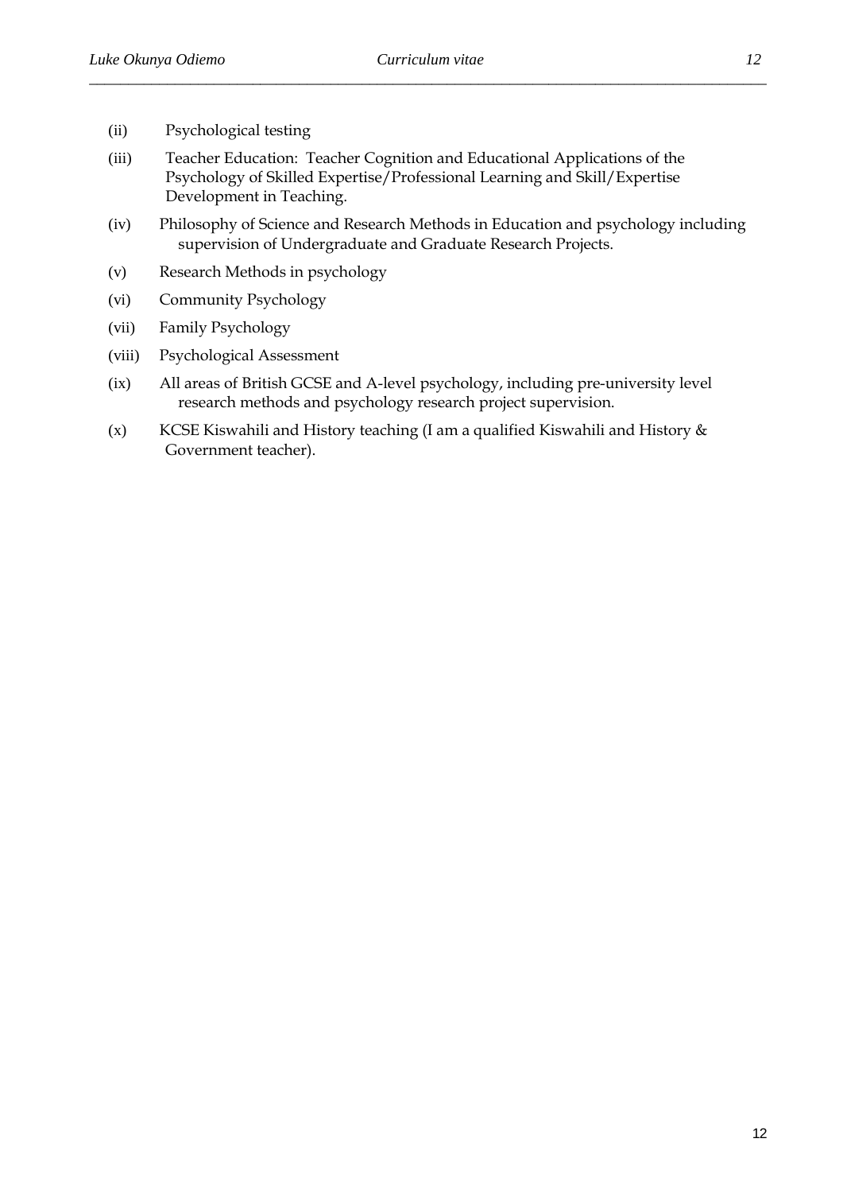(ii) Psychological testing

(iii) Teacher Education: Teacher Cognition and Educational Applications of the Psychology of Skilled Expertise/Professional Learning and Skill/Expertise Development in Teaching.

(iv) Philosophy of Science and Research Methods in Education and psychology including supervision of Undergraduate and Graduate Research Projects.

(v) Research Methods in psychology

(vi) Community Psychology

(vii) Family Psychology

(viii) Psychological Assessment

(ix) All areas of British GCSE and A-level psychology, including pre-university level research methods and psychology research project supervision.

(x) KCSE Kiswahili and History teaching (I am a qualified Kiswahili and History & Government teacher).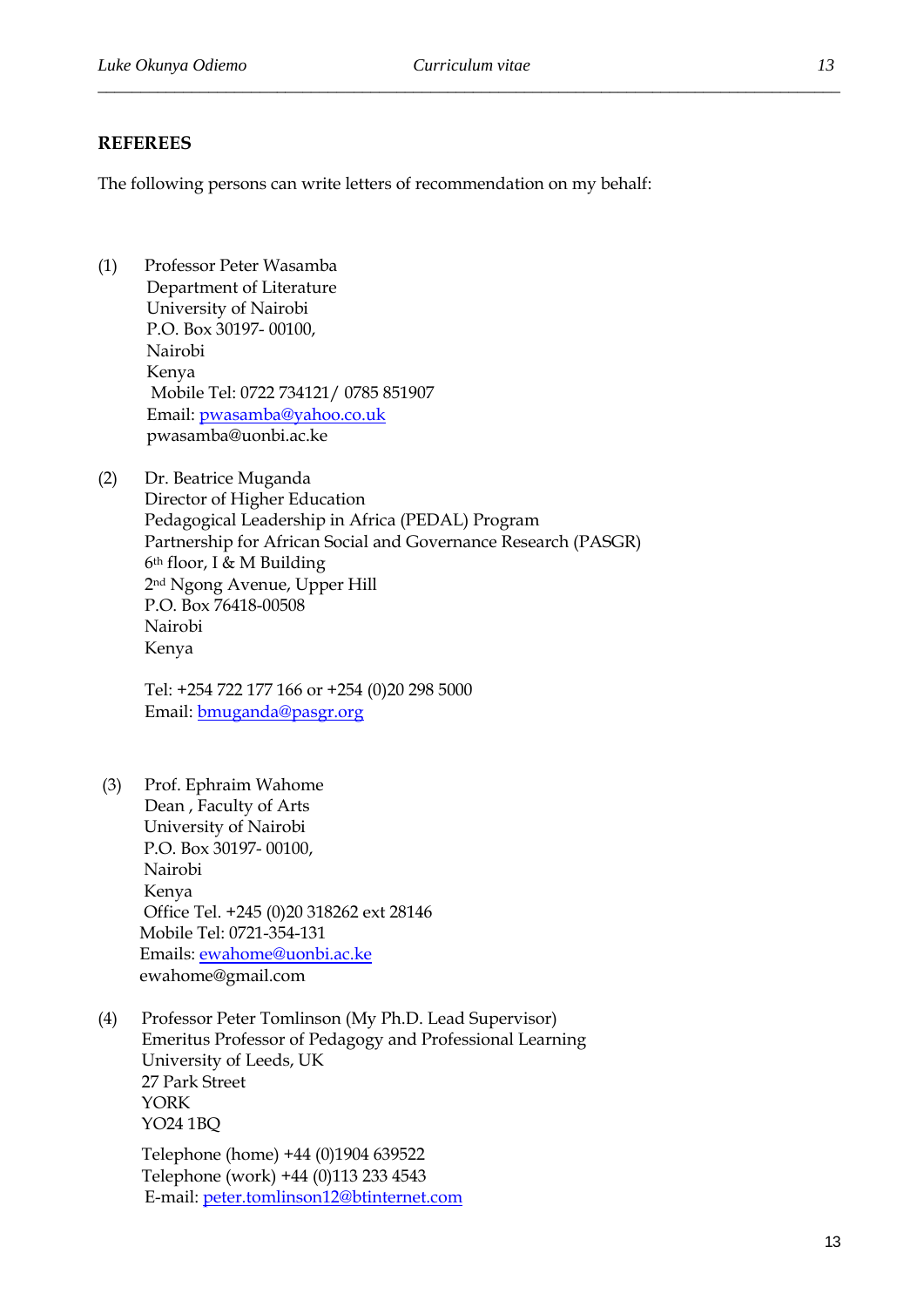## REFEREES

The following persons can write letters of recommendation on my behalf:

(1) Professor Peter Wasamba
Department of Literature
University of Nairobi
P.O. Box 30197- 00100,
Nairobi
Kenya
Mobile Tel: 0722 734121/ 0785 851907
Email: pwasamba@yahoo.co.uk
pwasamba@uonbi.ac.ke

(2) Dr. Beatrice Muganda
Director of Higher Education
Pedagogical Leadership in Africa (PEDAL) Program
Partnership for African Social and Governance Research (PASGR)
6th floor, I & M Building
2nd Ngong Avenue, Upper Hill
P.O. Box 76418-00508
Nairobi
Kenya

Tel: +254 722 177 166 or +254 (0)20 298 5000
Email: bmuganda@pasgr.org

(3) Prof. Ephraim Wahome
Dean , Faculty of Arts
University of Nairobi
P.O. Box 30197- 00100,
Nairobi
Kenya
Office Tel. +245 (0)20 318262 ext 28146
Mobile Tel: 0721-354-131
Emails: ewahome@uonbi.ac.ke
ewahome@gmail.com

(4) Professor Peter Tomlinson (My Ph.D. Lead Supervisor)
Emeritus Professor of Pedagogy and Professional Learning
University of Leeds, UK
27 Park Street
YORK
YO24 1BQ

Telephone (home) +44 (0)1904 639522
Telephone (work) +44 (0)113 233 4543
E-mail: peter.tomlinson12@btinternet.com